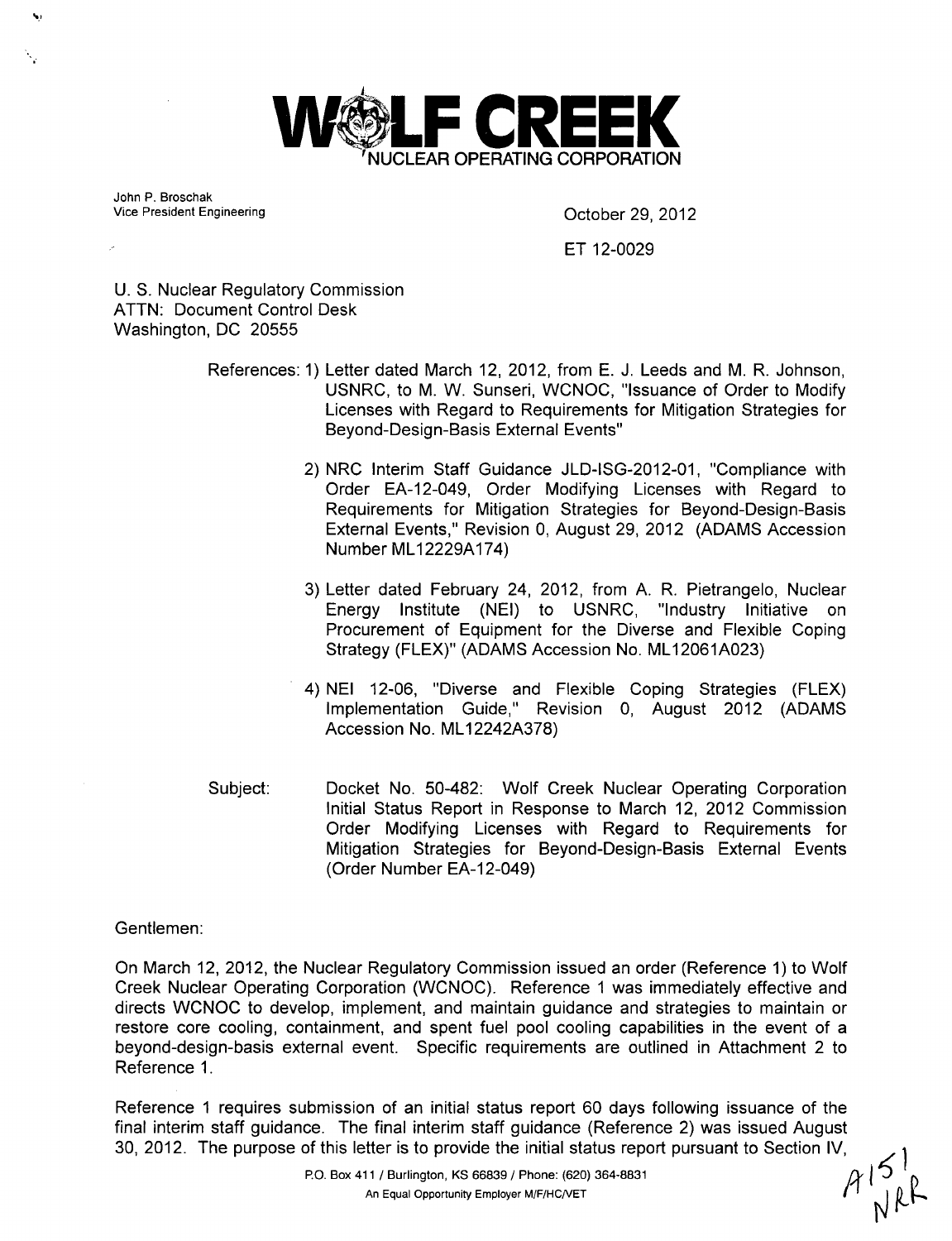# WOLF CREEK
NUCLEAR OPERATING CORPORATION

John P. Broschak
Vice President Engineering

October 29, 2012

ET 12-0029

U. S. Nuclear Regulatory Commission
ATTN: Document Control Desk
Washington, DC 20555

References:
1) Letter dated March 12, 2012, from E. J. Leeds and M. R. Johnson, USNRC, to M. W. Sunseri, WCNOC, "Issuance of Order to Modify Licenses with Regard to Requirements for Mitigation Strategies for Beyond-Design-Basis External Events"
2) NRC Interim Staff Guidance JLD-ISG-2012-01, "Compliance with Order EA-12-049, Order Modifying Licenses with Regard to Requirements for Mitigation Strategies for Beyond-Design-Basis External Events," Revision 0, August 29, 2012 (ADAMS Accession Number ML12229A174)
3) Letter dated February 24, 2012, from A. R. Pietrangelo, Nuclear Energy Institute (NEI) to USNRC, "Industry Initiative on Procurement of Equipment for the Diverse and Flexible Coping Strategy (FLEX)" (ADAMS Accession No. ML12061A023)
4) NEI 12-06, "Diverse and Flexible Coping Strategies (FLEX) Implementation Guide," Revision 0, August 2012 (ADAMS Accession No. ML12242A378)

Subject: Docket No. 50-482: Wolf Creek Nuclear Operating Corporation Initial Status Report in Response to March 12, 2012 Commission Order Modifying Licenses with Regard to Requirements for Mitigation Strategies for Beyond-Design-Basis External Events (Order Number EA-12-049)

Gentlemen:

On March 12, 2012, the Nuclear Regulatory Commission issued an order (Reference 1) to Wolf Creek Nuclear Operating Corporation (WCNOC). Reference 1 was immediately effective and directs WCNOC to develop, implement, and maintain guidance and strategies to maintain or restore core cooling, containment, and spent fuel pool cooling capabilities in the event of a beyond-design-basis external event. Specific requirements are outlined in Attachment 2 to Reference 1.

Reference 1 requires submission of an initial status report 60 days following issuance of the final interim staff guidance. The final interim staff guidance (Reference 2) was issued August 30, 2012. The purpose of this letter is to provide the initial status report pursuant to Section IV,

P.O. Box 411 / Burlington, KS 66839 / Phone: (620) 364-8831
An Equal Opportunity Employer M/F/HC/VET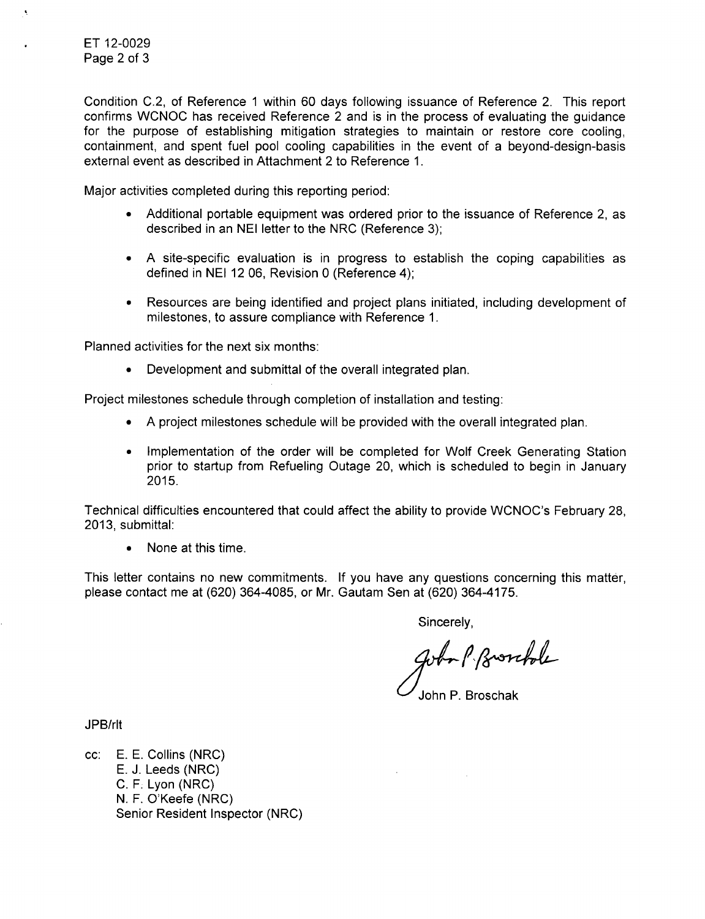Condition C.2, of Reference 1 within 60 days following issuance of Reference 2. This report confirms WCNOC has received Reference 2 and is in the process of evaluating the guidance for the purpose of establishing mitigation strategies to maintain or restore core cooling, containment, and spent fuel pool cooling capabilities in the event of a beyond-design-basis external event as described in Attachment 2 to Reference 1.

Major activities completed during this reporting period:

- Additional portable equipment was ordered prior to the issuance of Reference 2, as described in an NEI letter to the NRC (Reference 3);
- A site-specific evaluation is in progress to establish the coping capabilities as defined in NEI 12 06, Revision 0 (Reference 4);
- Resources are being identified and project plans initiated, including development of milestones, to assure compliance with Reference 1.

Planned activities for the next six months:

- Development and submittal of the overall integrated plan.

Project milestones schedule through completion of installation and testing:

- A project milestones schedule will be provided with the overall integrated plan.
- Implementation of the order will be completed for Wolf Creek Generating Station prior to startup from Refueling Outage 20, which is scheduled to begin in January 2015.

Technical difficulties encountered that could affect the ability to provide WCNOC's February 28, 2013, submittal:

- None at this time.

This letter contains no new commitments. If you have any questions concerning this matter, please contact me at (620) 364-4085, or Mr. Gautam Sen at (620) 364-4175.

Sincerely,

John P. Broschak

John P. Broschak

JPB/rlt

cc: E. E. Collins (NRC)
E. J. Leeds (NRC)
C. F. Lyon (NRC)
N. F. O'Keefe (NRC)
Senior Resident Inspector (NRC)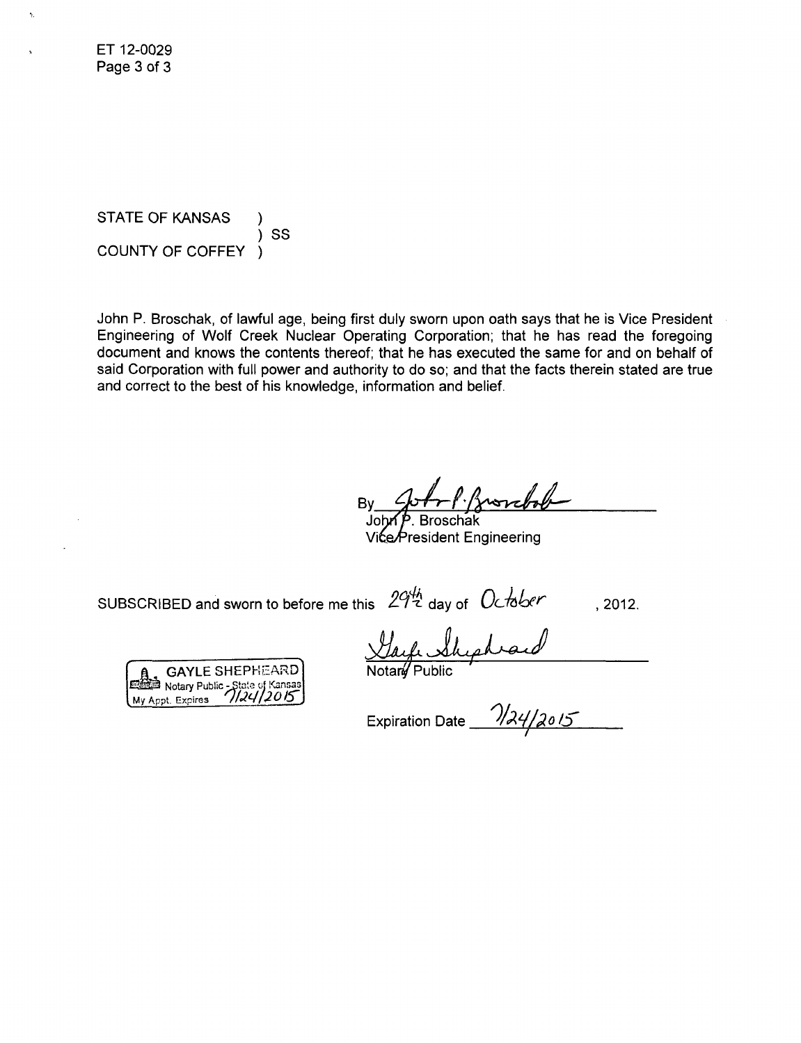ET 12-0029

STATE OF KANSAS )
) SS
COUNTY OF COFFEY )

John P. Broschak, of lawful age, being first duly sworn upon oath says that he is Vice President Engineering of Wolf Creek Nuclear Operating Corporation; that he has read the foregoing document and knows the contents thereof; that he has executed the same for and on behalf of said Corporation with full power and authority to do so; and that the facts therein stated are true and correct to the best of his knowledge, information and belief.

By John P. Broschak
John P. Broschak
Vice President Engineering

SUBSCRIBED and sworn to before me this 29th day of October, 2012.

Gayle Shepheard
Notary Public

GAYLE SHEPHEARD
Notary Public - State of Kansas
My Appt. Expires 7/24/2015

Expiration Date 7/24/2015